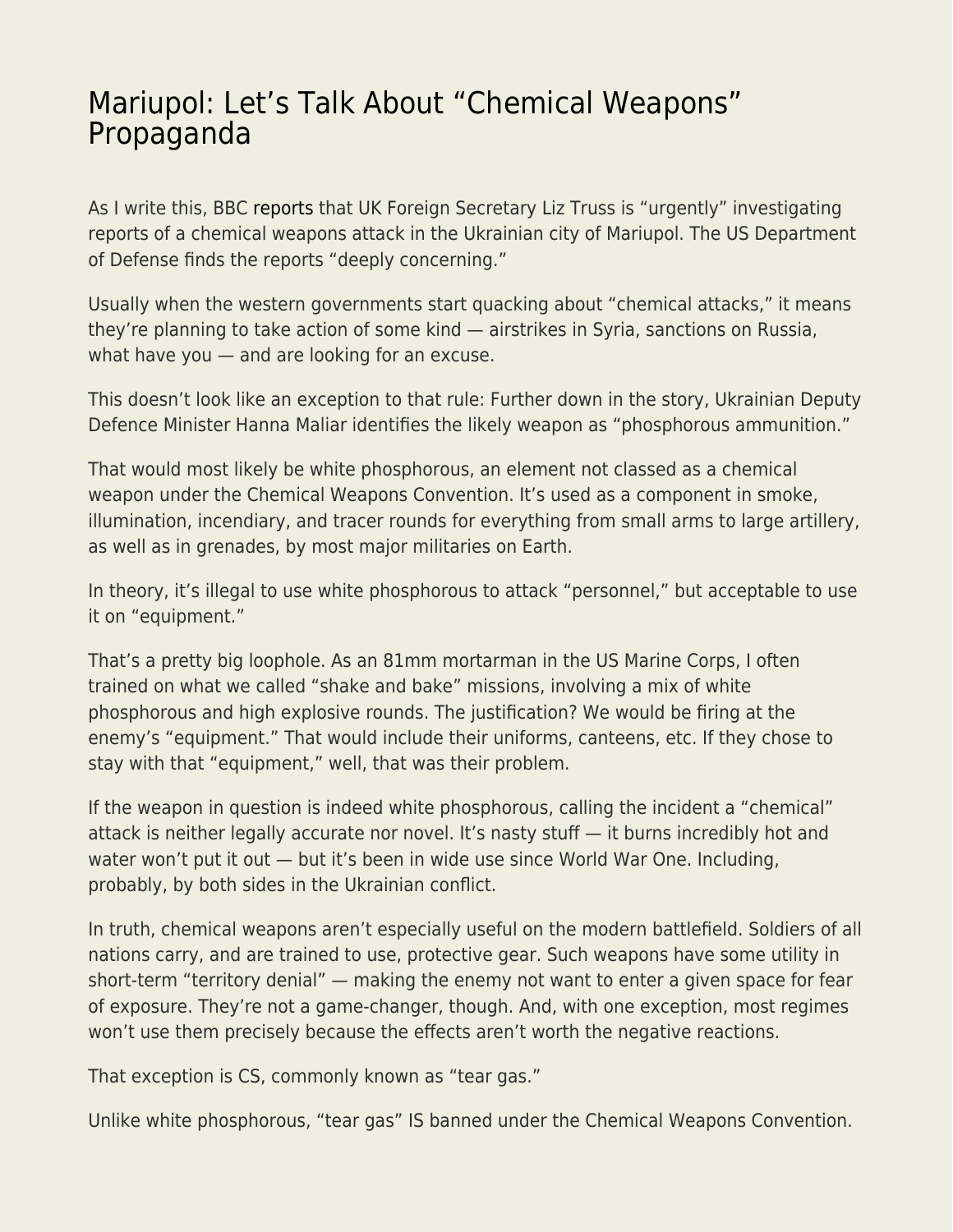# Mariupol: Let's Talk About "Chemical Weapons" Propaganda

As I write this, BBC reports that UK Foreign Secretary Liz Truss is "urgently" investigating reports of a chemical weapons attack in the Ukrainian city of Mariupol. The US Department of Defense finds the reports "deeply concerning."

Usually when the western governments start quacking about "chemical attacks," it means they're planning to take action of some kind — airstrikes in Syria, sanctions on Russia, what have you — and are looking for an excuse.

This doesn't look like an exception to that rule: Further down in the story, Ukrainian Deputy Defence Minister Hanna Maliar identifies the likely weapon as "phosphorous ammunition."

That would most likely be white phosphorous, an element not classed as a chemical weapon under the Chemical Weapons Convention. It's used as a component in smoke, illumination, incendiary, and tracer rounds for everything from small arms to large artillery, as well as in grenades, by most major militaries on Earth.

In theory, it's illegal to use white phosphorous to attack "personnel," but acceptable to use it on "equipment."

That's a pretty big loophole. As an 81mm mortarman in the US Marine Corps, I often trained on what we called "shake and bake" missions, involving a mix of white phosphorous and high explosive rounds. The justification? We would be firing at the enemy's "equipment." That would include their uniforms, canteens, etc. If they chose to stay with that "equipment," well, that was their problem.

If the weapon in question is indeed white phosphorous, calling the incident a "chemical" attack is neither legally accurate nor novel. It's nasty stuff — it burns incredibly hot and water won't put it out — but it's been in wide use since World War One. Including, probably, by both sides in the Ukrainian conflict.

In truth, chemical weapons aren't especially useful on the modern battlefield. Soldiers of all nations carry, and are trained to use, protective gear. Such weapons have some utility in short-term "territory denial" — making the enemy not want to enter a given space for fear of exposure. They're not a game-changer, though. And, with one exception, most regimes won't use them precisely because the effects aren't worth the negative reactions.

That exception is CS, commonly known as "tear gas."

Unlike white phosphorous, "tear gas" IS banned under the Chemical Weapons Convention.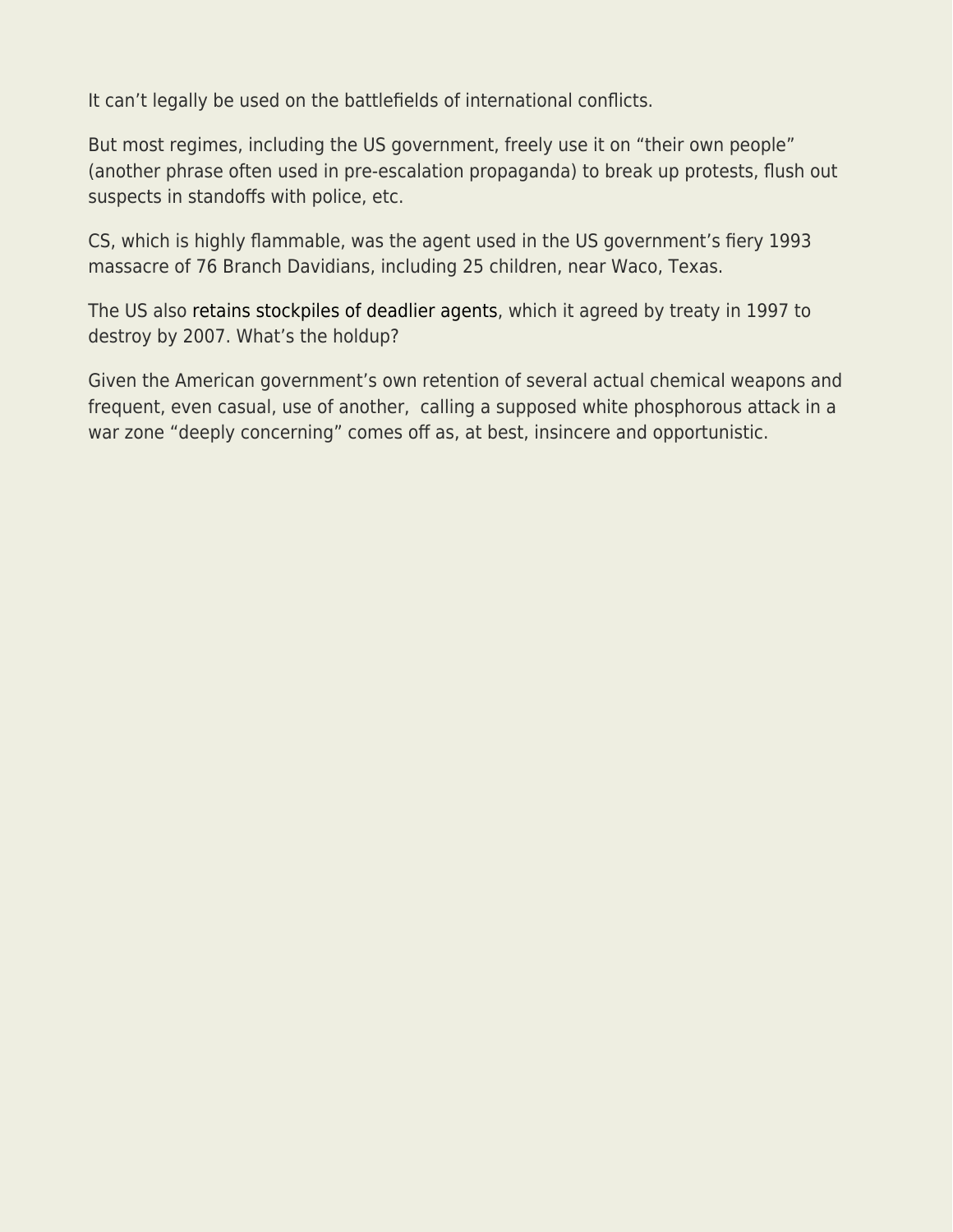It can't legally be used on the battlefields of international conflicts.

But most regimes, including the US government, freely use it on "their own people" (another phrase often used in pre-escalation propaganda) to break up protests, flush out suspects in standoffs with police, etc.

CS, which is highly flammable, was the agent used in the US government's fiery 1993 massacre of 76 Branch Davidians, including 25 children, near Waco, Texas.

The US also retains stockpiles of deadlier agents, which it agreed by treaty in 1997 to destroy by 2007. What's the holdup?

Given the American government's own retention of several actual chemical weapons and frequent, even casual, use of another, calling a supposed white phosphorous attack in a war zone "deeply concerning" comes off as, at best, insincere and opportunistic.